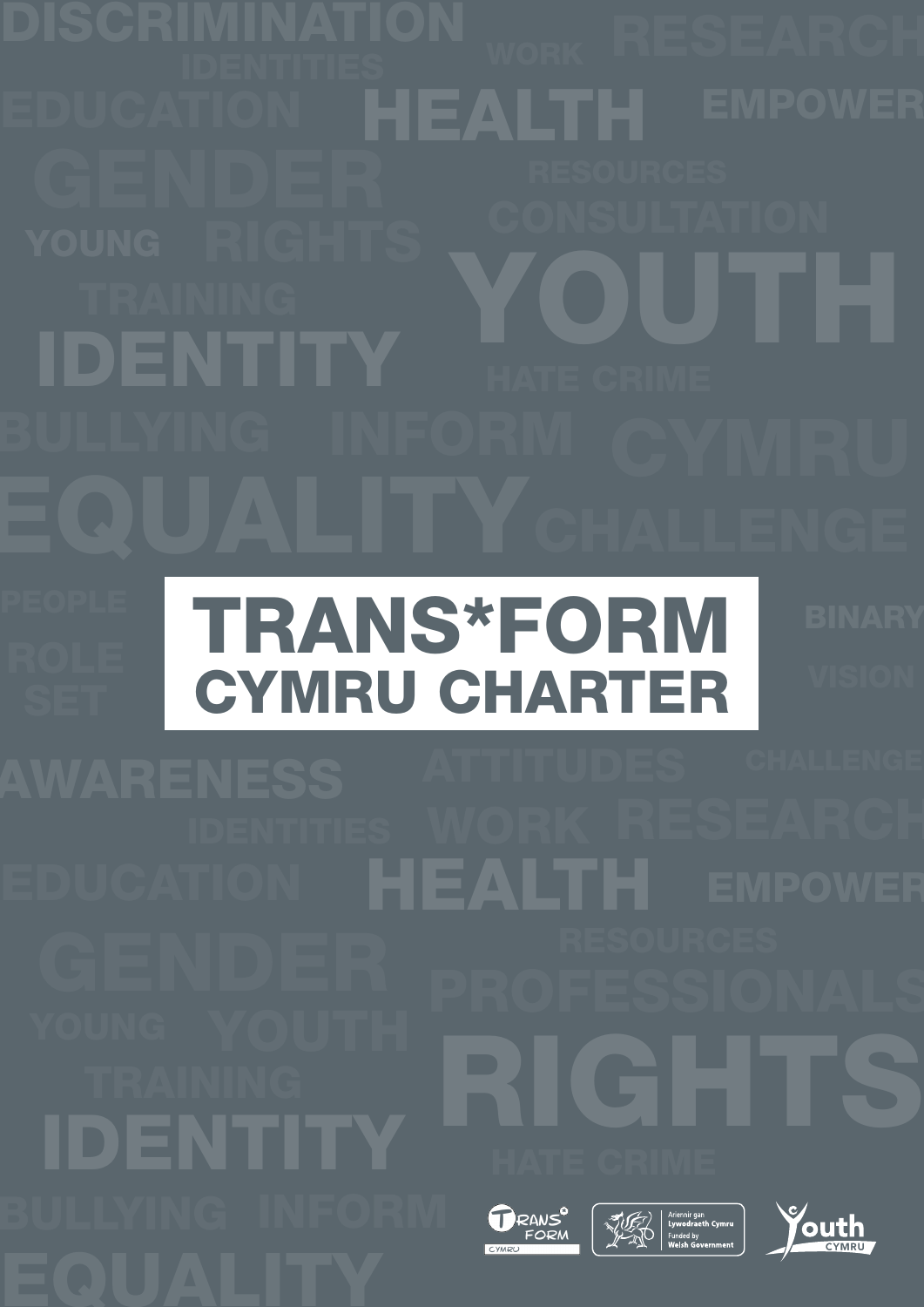# TRANS*FORM CYMRU CHARTER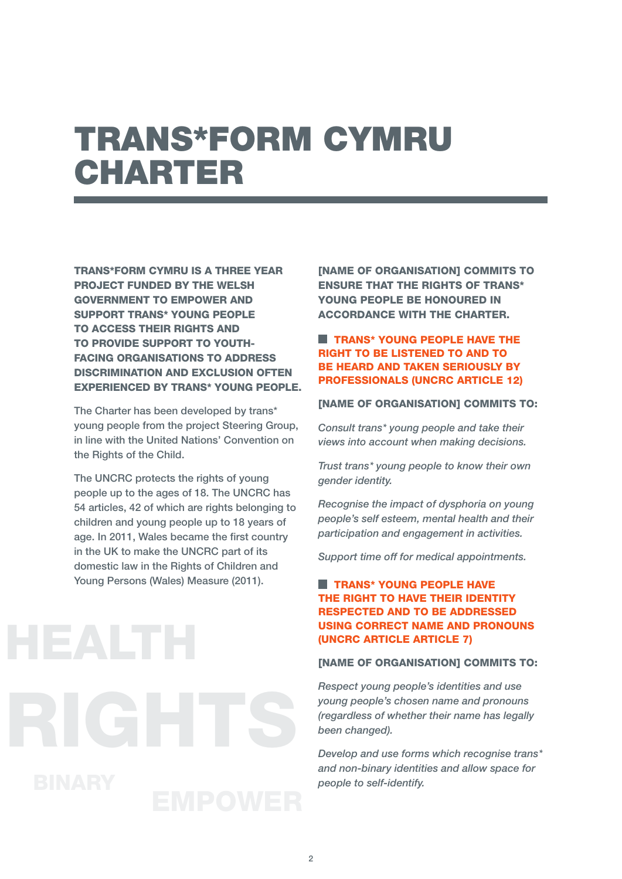# TRANS*FORM CYMRU CHARTER

**TRANS*FORM CYMRU IS A THREE YEAR PROJECT FUNDED BY THE WELSH GOVERNMENT TO EMPOWER AND SUPPORT TRANS* YOUNG PEOPLE TO ACCESS THEIR RIGHTS AND TO PROVIDE SUPPORT TO YOUTH-FACING ORGANISATIONS TO ADDRESS DISCRIMINATION AND EXCLUSION OFTEN EXPERIENCED BY TRANS* YOUNG PEOPLE.**

The Charter has been developed by trans* young people from the project Steering Group, in line with the United Nations' Convention on the Rights of the Child.

The UNCRC protects the rights of young people up to the ages of 18. The UNCRC has 54 articles, 42 of which are rights belonging to children and young people up to 18 years of age. In 2011, Wales became the first country in the UK to make the UNCRC part of its domestic law in the Rights of Children and Young Persons (Wales) Measure (2011).

**[NAME OF ORGANISATION] COMMITS TO ENSURE THAT THE RIGHTS OF TRANS* YOUNG PEOPLE BE HONOURED IN ACCORDANCE WITH THE CHARTER.**

## TRANS* YOUNG PEOPLE HAVE THE RIGHT TO BE LISTENED TO AND TO BE HEARD AND TAKEN SERIOUSLY BY PROFESSIONALS (UNCRC ARTICLE 12)

**[NAME OF ORGANISATION] COMMITS TO:**

*Consult trans* young people and take their views into account when making decisions.*

*Trust trans* young people to know their own gender identity.*

*Recognise the impact of dysphoria on young people's self esteem, mental health and their participation and engagement in activities.*

*Support time off for medical appointments.*

## TRANS* YOUNG PEOPLE HAVE THE RIGHT TO HAVE THEIR IDENTITY RESPECTED AND TO BE ADDRESSED USING CORRECT NAME AND PRONOUNS (UNCRC ARTICLE ARTICLE 7)

**[NAME OF ORGANISATION] COMMITS TO:**

*Respect young people's identities and use young people's chosen name and pronouns (regardless of whether their name has legally been changed).*

*Develop and use forms which recognise trans* and non-binary identities and allow space for people to self-identify.*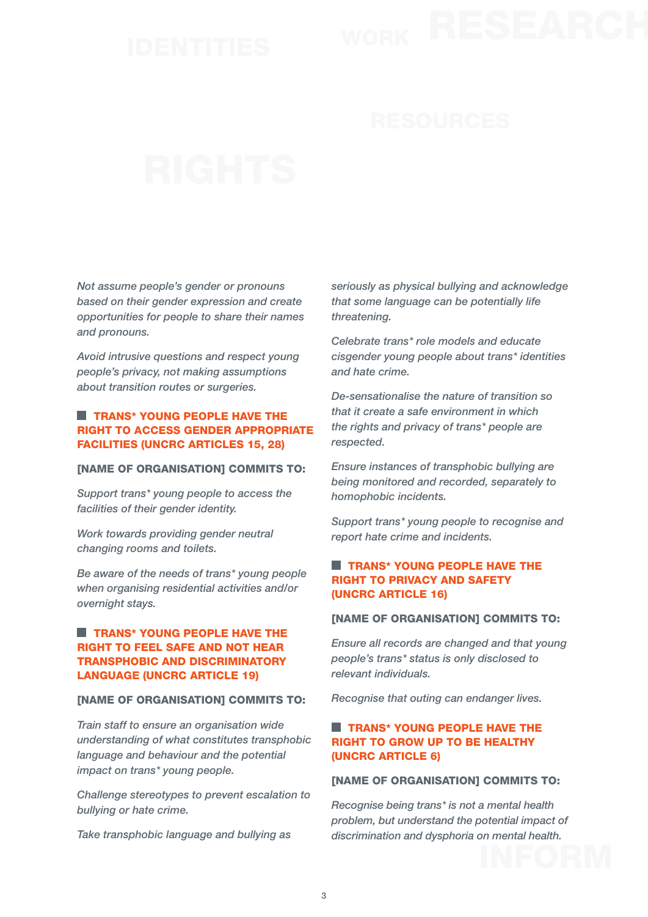*Not assume people's gender or pronouns based on their gender expression and create opportunities for people to share their names and pronouns.*

*Avoid intrusive questions and respect young people's privacy, not making assumptions about transition routes or surgeries.*

## TRANS* YOUNG PEOPLE HAVE THE RIGHT TO ACCESS GENDER APPROPRIATE FACILITIES (UNCRC ARTICLES 15, 28)

**[NAME OF ORGANISATION] COMMITS TO:**

*Support trans* young people to access the facilities of their gender identity.*

*Work towards providing gender neutral changing rooms and toilets.*

*Be aware of the needs of trans* young people when organising residential activities and/or overnight stays.*

## TRANS* YOUNG PEOPLE HAVE THE RIGHT TO FEEL SAFE AND NOT HEAR TRANSPHOBIC AND DISCRIMINATORY LANGUAGE (UNCRC ARTICLE 19)

**[NAME OF ORGANISATION] COMMITS TO:**

*Train staff to ensure an organisation wide understanding of what constitutes transphobic language and behaviour and the potential impact on trans* young people.*

*Challenge stereotypes to prevent escalation to bullying or hate crime.*

*Take transphobic language and bullying as seriously as physical bullying and acknowledge that some language can be potentially life threatening.*

*Celebrate trans* role models and educate cisgender young people about trans* identities and hate crime.*

*De-sensationalise the nature of transition so that it create a safe environment in which the rights and privacy of trans* people are respected.*

*Ensure instances of transphobic bullying are being monitored and recorded, separately to homophobic incidents.*

*Support trans* young people to recognise and report hate crime and incidents.*

## TRANS* YOUNG PEOPLE HAVE THE RIGHT TO PRIVACY AND SAFETY (UNCRC ARTICLE 16)

**[NAME OF ORGANISATION] COMMITS TO:**

*Ensure all records are changed and that young people's trans* status is only disclosed to relevant individuals.*

*Recognise that outing can endanger lives.*

## TRANS* YOUNG PEOPLE HAVE THE RIGHT TO GROW UP TO BE HEALTHY (UNCRC ARTICLE 6)

**[NAME OF ORGANISATION] COMMITS TO:**

*Recognise being trans* is not a mental health problem, but understand the potential impact of discrimination and dysphoria on mental health.*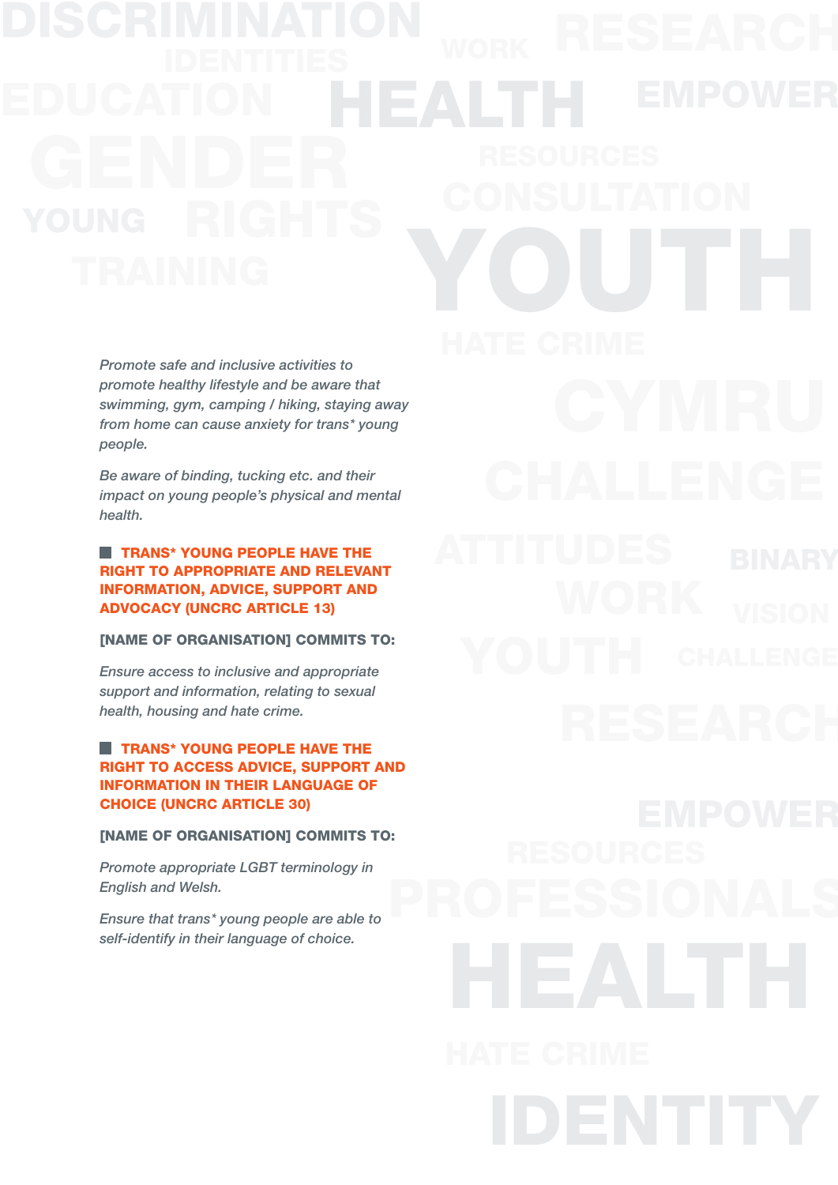*Promote safe and inclusive activities to promote healthy lifestyle and be aware that swimming, gym, camping / hiking, staying away from home can cause anxiety for trans* young people.*

*Be aware of binding, tucking etc. and their impact on young people's physical and mental health.*

## TRANS* YOUNG PEOPLE HAVE THE RIGHT TO APPROPRIATE AND RELEVANT INFORMATION, ADVICE, SUPPORT AND ADVOCACY (UNCRC ARTICLE 13)

**[NAME OF ORGANISATION] COMMITS TO:**

*Ensure access to inclusive and appropriate support and information, relating to sexual health, housing and hate crime.*

## TRANS* YOUNG PEOPLE HAVE THE RIGHT TO ACCESS ADVICE, SUPPORT AND INFORMATION IN THEIR LANGUAGE OF CHOICE (UNCRC ARTICLE 30)

**[NAME OF ORGANISATION] COMMITS TO:**

*Promote appropriate LGBT terminology in English and Welsh.*

*Ensure that trans* young people are able to self-identify in their language of choice.*